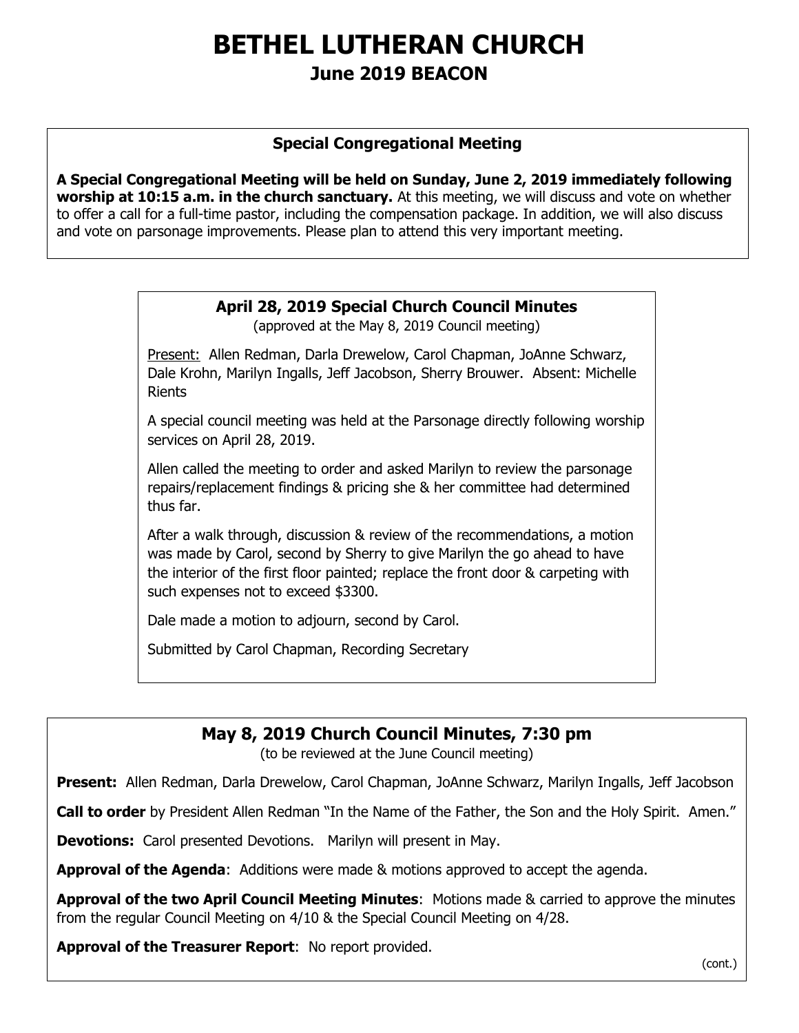# BETHEL LUTHERAN CHURCH

## June 2019 BEACON

### Special Congregational Meeting

**A Special Congregational Meeting will be held on Sunday, June 2, 2019 immediately following worship at 10:15 a.m. in the church sanctuary.** At this meeting, we will discuss and vote on whether to offer a call for a full-time pastor, including the compensation package. In addition, we will also discuss and vote on parsonage improvements. Please plan to attend this very important meeting.

### April 28, 2019 Special Church Council Minutes

(approved at the May 8, 2019 Council meeting)

Present: Allen Redman, Darla Drewelow, Carol Chapman, JoAnne Schwarz, Dale Krohn, Marilyn Ingalls, Jeff Jacobson, Sherry Brouwer. Absent: Michelle Rients

A special council meeting was held at the Parsonage directly following worship services on April 28, 2019.

Allen called the meeting to order and asked Marilyn to review the parsonage repairs/replacement findings & pricing she & her committee had determined thus far.

After a walk through, discussion & review of the recommendations, a motion was made by Carol, second by Sherry to give Marilyn the go ahead to have the interior of the first floor painted; replace the front door & carpeting with such expenses not to exceed $3300.

Dale made a motion to adjourn, second by Carol.

Submitted by Carol Chapman, Recording Secretary

### May 8, 2019 Church Council Minutes, 7:30 pm

(to be reviewed at the June Council meeting)

**Present:** Allen Redman, Darla Drewelow, Carol Chapman, JoAnne Schwarz, Marilyn Ingalls, Jeff Jacobson

**Call to order** by President Allen Redman "In the Name of the Father, the Son and the Holy Spirit. Amen."

**Devotions:** Carol presented Devotions. Marilyn will present in May.

**Approval of the Agenda**: Additions were made & motions approved to accept the agenda.

**Approval of the two April Council Meeting Minutes**: Motions made & carried to approve the minutes from the regular Council Meeting on 4/10 & the Special Council Meeting on 4/28.

**Approval of the Treasurer Report**: No report provided.

(cont.)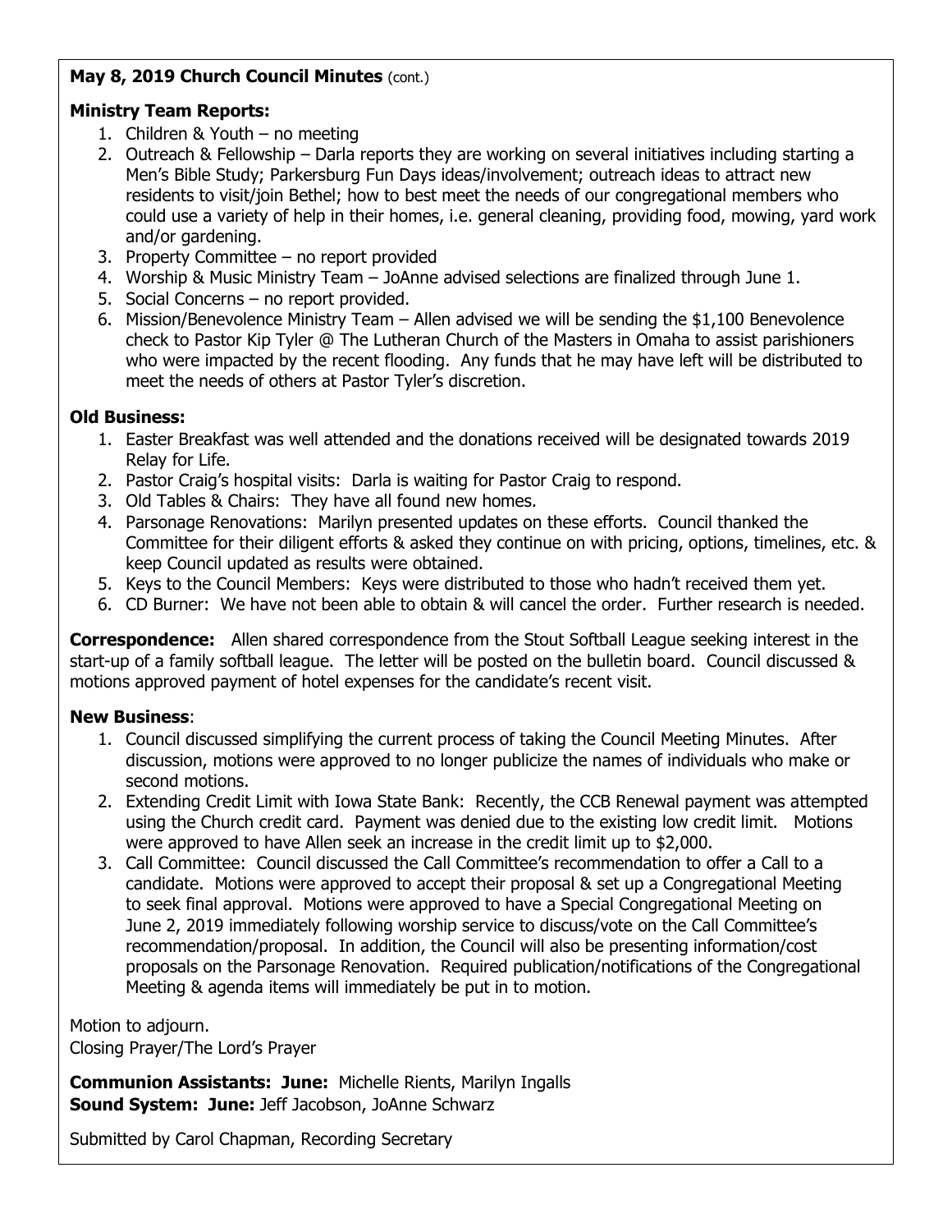**May 8, 2019 Church Council Minutes** (cont.)

**Ministry Team Reports:**

1. Children & Youth – no meeting
2. Outreach & Fellowship – Darla reports they are working on several initiatives including starting a Men's Bible Study; Parkersburg Fun Days ideas/involvement; outreach ideas to attract new residents to visit/join Bethel; how to best meet the needs of our congregational members who could use a variety of help in their homes, i.e. general cleaning, providing food, mowing, yard work and/or gardening.
3. Property Committee – no report provided
4. Worship & Music Ministry Team – JoAnne advised selections are finalized through June 1.
5. Social Concerns – no report provided.
6. Mission/Benevolence Ministry Team – Allen advised we will be sending the $1,100 Benevolence check to Pastor Kip Tyler @ The Lutheran Church of the Masters in Omaha to assist parishioners who were impacted by the recent flooding. Any funds that he may have left will be distributed to meet the needs of others at Pastor Tyler's discretion.

**Old Business:**

1. Easter Breakfast was well attended and the donations received will be designated towards 2019 Relay for Life.
2. Pastor Craig's hospital visits: Darla is waiting for Pastor Craig to respond.
3. Old Tables & Chairs: They have all found new homes.
4. Parsonage Renovations: Marilyn presented updates on these efforts. Council thanked the Committee for their diligent efforts & asked they continue on with pricing, options, timelines, etc. & keep Council updated as results were obtained.
5. Keys to the Council Members: Keys were distributed to those who hadn't received them yet.
6. CD Burner: We have not been able to obtain & will cancel the order. Further research is needed.

**Correspondence:** Allen shared correspondence from the Stout Softball League seeking interest in the start-up of a family softball league. The letter will be posted on the bulletin board. Council discussed & motions approved payment of hotel expenses for the candidate's recent visit.

**New Business**:

1. Council discussed simplifying the current process of taking the Council Meeting Minutes. After discussion, motions were approved to no longer publicize the names of individuals who make or second motions.
2. Extending Credit Limit with Iowa State Bank: Recently, the CCB Renewal payment was attempted using the Church credit card. Payment was denied due to the existing low credit limit. Motions were approved to have Allen seek an increase in the credit limit up to $2,000.
3. Call Committee: Council discussed the Call Committee's recommendation to offer a Call to a candidate. Motions were approved to accept their proposal & set up a Congregational Meeting to seek final approval. Motions were approved to have a Special Congregational Meeting on June 2, 2019 immediately following worship service to discuss/vote on the Call Committee's recommendation/proposal. In addition, the Council will also be presenting information/cost proposals on the Parsonage Renovation. Required publication/notifications of the Congregational Meeting & agenda items will immediately be put in to motion.

Motion to adjourn.
Closing Prayer/The Lord's Prayer

**Communion Assistants: June:** Michelle Rients, Marilyn Ingalls
**Sound System: June:** Jeff Jacobson, JoAnne Schwarz

Submitted by Carol Chapman, Recording Secretary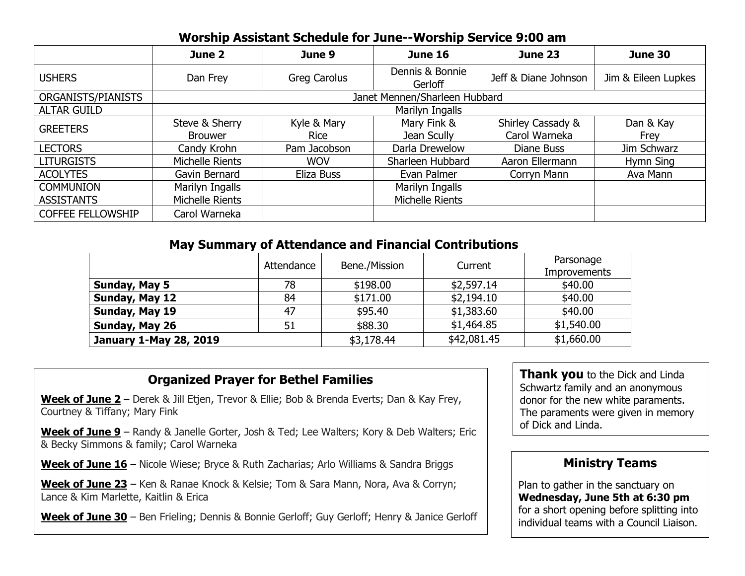## Worship Assistant Schedule for June--Worship Service 9:00 am

| | June 2 | June 9 | June 16 | June 23 | June 30 |
|---|---|---|---|---|---|
| USHERS | Dan Frey | Greg Carolus | Dennis & Bonnie Gerloff | Jeff & Diane Johnson | Jim & Eileen Lupkes |
| ORGANISTS/PIANISTS | Janet Mennen/Sharleen Hubbard | | | | |
| ALTAR GUILD | Marilyn Ingalls | | | | |
| GREETERS | Steve & Sherry Brouwer | Kyle & Mary Rice | Mary Fink & Jean Scully | Shirley Cassady & Carol Warneka | Dan & Kay Frey |
| LECTORS | Candy Krohn | Pam Jacobson | Darla Drewelow | Diane Buss | Jim Schwarz |
| LITURGISTS | Michelle Rients | WOV | Sharleen Hubbard | Aaron Ellermann | Hymn Sing |
| ACOLYTES | Gavin Bernard | Eliza Buss | Evan Palmer | Corryn Mann | Ava Mann |
| COMMUNION ASSISTANTS | Marilyn Ingalls Michelle Rients | | Marilyn Ingalls Michelle Rients | | |
| COFFEE FELLOWSHIP | Carol Warneka | | | | |

## May Summary of Attendance and Financial Contributions

| | Attendance | Bene./Mission | Current | Parsonage Improvements |
|---|---|---|---|---|
| **Sunday, May 5** | 78 | $198.00 | $2,597.14 | $40.00 |
| **Sunday, May 12** | 84 | $171.00 | $2,194.10 | $40.00 |
| **Sunday, May 19** | 47 | $95.40 | $1,383.60 | $40.00 |
| **Sunday, May 26** | 51 | $88.30 | $1,464.85 | $1,540.00 |
| **January 1-May 28, 2019** | | $3,178.44 | $42,081.45 | $1,660.00 |

## Organized Prayer for Bethel Families

**Week of June 2** – Derek & Jill Etjen, Trevor & Ellie; Bob & Brenda Everts; Dan & Kay Frey, Courtney & Tiffany; Mary Fink

**Week of June 9** – Randy & Janelle Gorter, Josh & Ted; Lee Walters; Kory & Deb Walters; Eric & Becky Simmons & family; Carol Warneka

**Week of June 16** – Nicole Wiese; Bryce & Ruth Zacharias; Arlo Williams & Sandra Briggs

**Week of June 23** – Ken & Ranae Knock & Kelsie; Tom & Sara Mann, Nora, Ava & Corryn; Lance & Kim Marlette, Kaitlin & Erica

**Week of June 30** – Ben Frieling; Dennis & Bonnie Gerloff; Guy Gerloff; Henry & Janice Gerloff

**Thank you** to the Dick and Linda Schwartz family and an anonymous donor for the new white paraments. The paraments were given in memory of Dick and Linda.

## Ministry Teams

Plan to gather in the sanctuary on **Wednesday, June 5th at 6:30 pm** for a short opening before splitting into individual teams with a Council Liaison.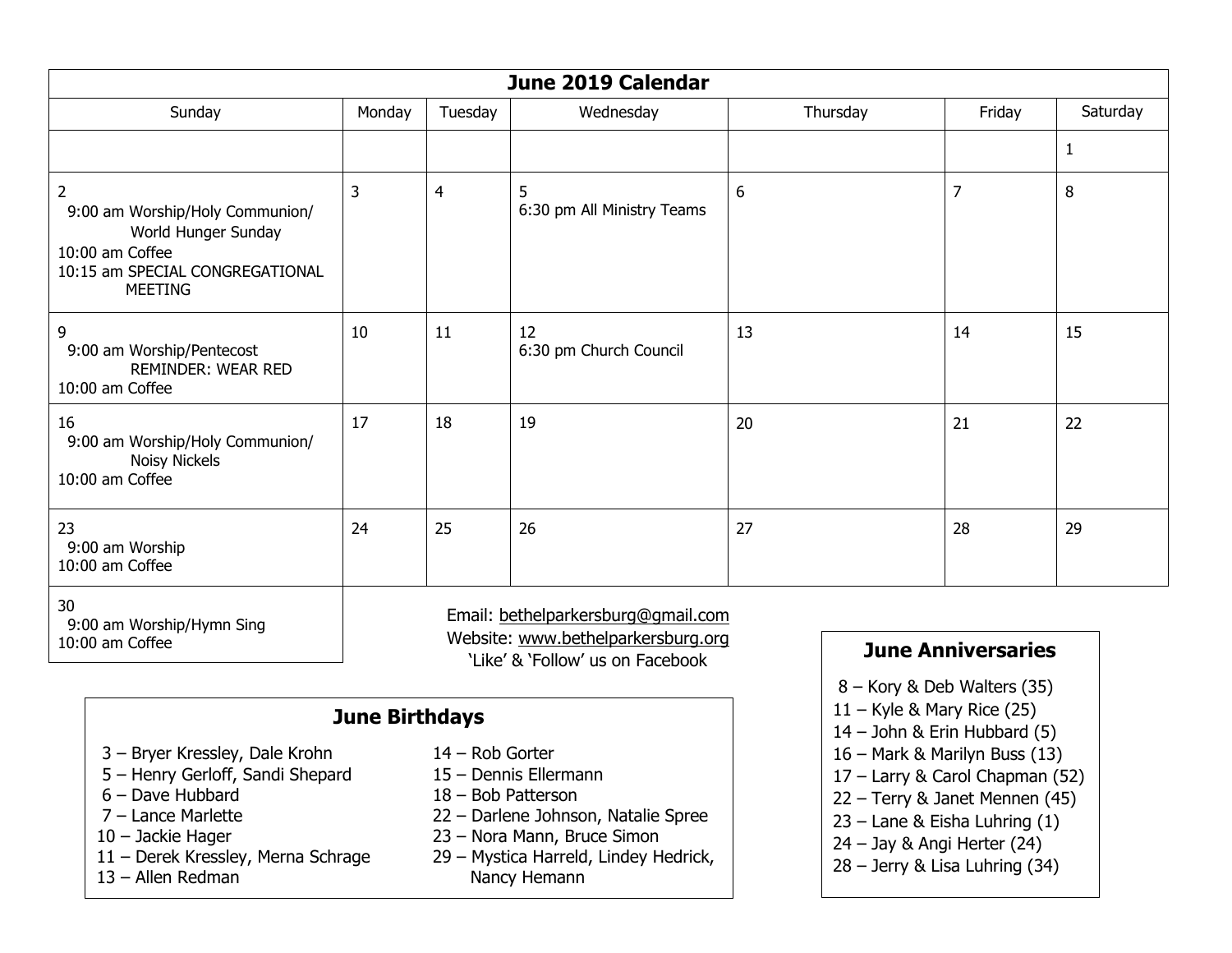## June 2019 Calendar

| Sunday | Monday | Tuesday | Wednesday | Thursday | Friday | Saturday |
|---|---|---|---|---|---|---|
| | | | | | | 1 |
| 2<br>9:00 am Worship/Holy Communion/ World Hunger Sunday<br>10:00 am Coffee<br>10:15 am SPECIAL CONGREGATIONAL MEETING | 3 | 4 | 5<br>6:30 pm All Ministry Teams | 6 | 7 | 8 |
| 9<br>9:00 am Worship/Pentecost REMINDER: WEAR RED<br>10:00 am Coffee | 10 | 11 | 12<br>6:30 pm Church Council | 13 | 14 | 15 |
| 16<br>9:00 am Worship/Holy Communion/ Noisy Nickels<br>10:00 am Coffee | 17 | 18 | 19 | 20 | 21 | 22 |
| 23<br>9:00 am Worship<br>10:00 am Coffee | 24 | 25 | 26 | 27 | 28 | 29 |
| 30<br>9:00 am Worship/Hymn Sing<br>10:00 am Coffee | | | | | | |

Email: bethelparkersburg@gmail.com
Website: www.bethelparkersburg.org
'Like' & 'Follow' us on Facebook

### June Birthdays

3 – Bryer Kressley, Dale Krohn
5 – Henry Gerloff, Sandi Shepard
6 – Dave Hubbard
7 – Lance Marlette
10 – Jackie Hager
11 – Derek Kressley, Merna Schrage
13 – Allen Redman
14 – Rob Gorter
15 – Dennis Ellermann
18 – Bob Patterson
22 – Darlene Johnson, Natalie Spree
23 – Nora Mann, Bruce Simon
29 – Mystica Harreld, Lindey Hedrick, Nancy Hemann

### June Anniversaries

8 – Kory & Deb Walters (35)
11 – Kyle & Mary Rice (25)
14 – John & Erin Hubbard (5)
16 – Mark & Marilyn Buss (13)
17 – Larry & Carol Chapman (52)
22 – Terry & Janet Mennen (45)
23 – Lane & Eisha Luhring (1)
24 – Jay & Angi Herter (24)
28 – Jerry & Lisa Luhring (34)